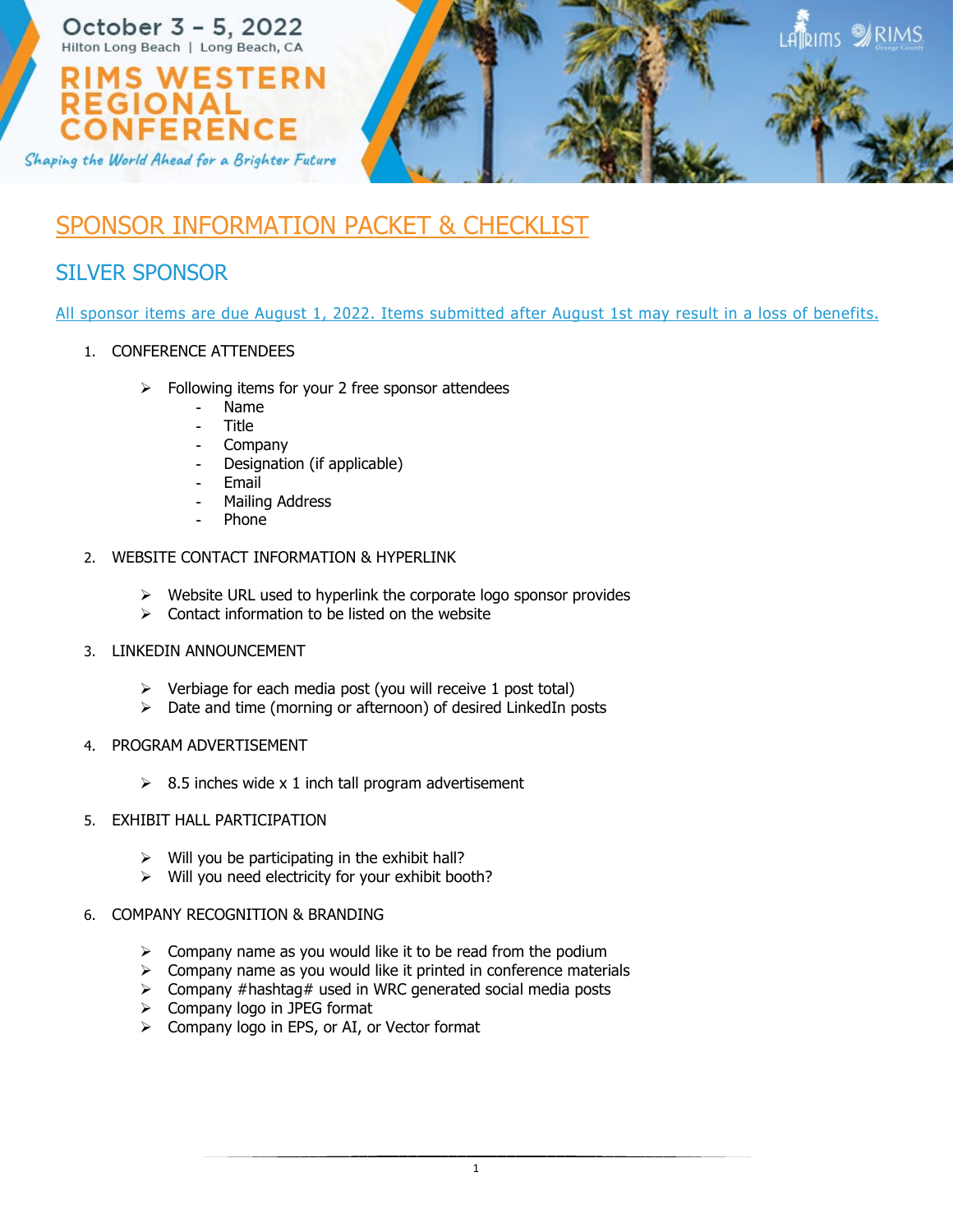October 3 – 5, 2022

Hilton Long Beach | Long Beach, CA

# RIMS WESTERN REGIONAL CONFERENCE

*Shaping the World Ahead for a Brighter Future*

## SPONSOR INFORMATION PACKET & CHECKLIST

## SILVER SPONSOR

All sponsor items are due August 1, 2022. Items submitted after August 1st may result in a loss of benefits.

1. CONFERENCE ATTENDEES
   - Following items for your 2 free sponsor attendees
     - Name
     - Title
     - Company
     - Designation (if applicable)
     - Email
     - Mailing Address
     - Phone

2. WEBSITE CONTACT INFORMATION & HYPERLINK
   - Website URL used to hyperlink the corporate logo sponsor provides
   - Contact information to be listed on the website

3. LINKEDIN ANNOUNCEMENT
   - Verbiage for each media post (you will receive 1 post total)
   - Date and time (morning or afternoon) of desired LinkedIn posts

4. PROGRAM ADVERTISEMENT
   - 8.5 inches wide x 1 inch tall program advertisement

5. EXHIBIT HALL PARTICIPATION
   - Will you be participating in the exhibit hall?
   - Will you need electricity for your exhibit booth?

6. COMPANY RECOGNITION & BRANDING
   - Company name as you would like it to be read from the podium
   - Company name as you would like it printed in conference materials
   - Company #hashtag# used in WRC generated social media posts
   - Company logo in JPEG format
   - Company logo in EPS, or AI, or Vector format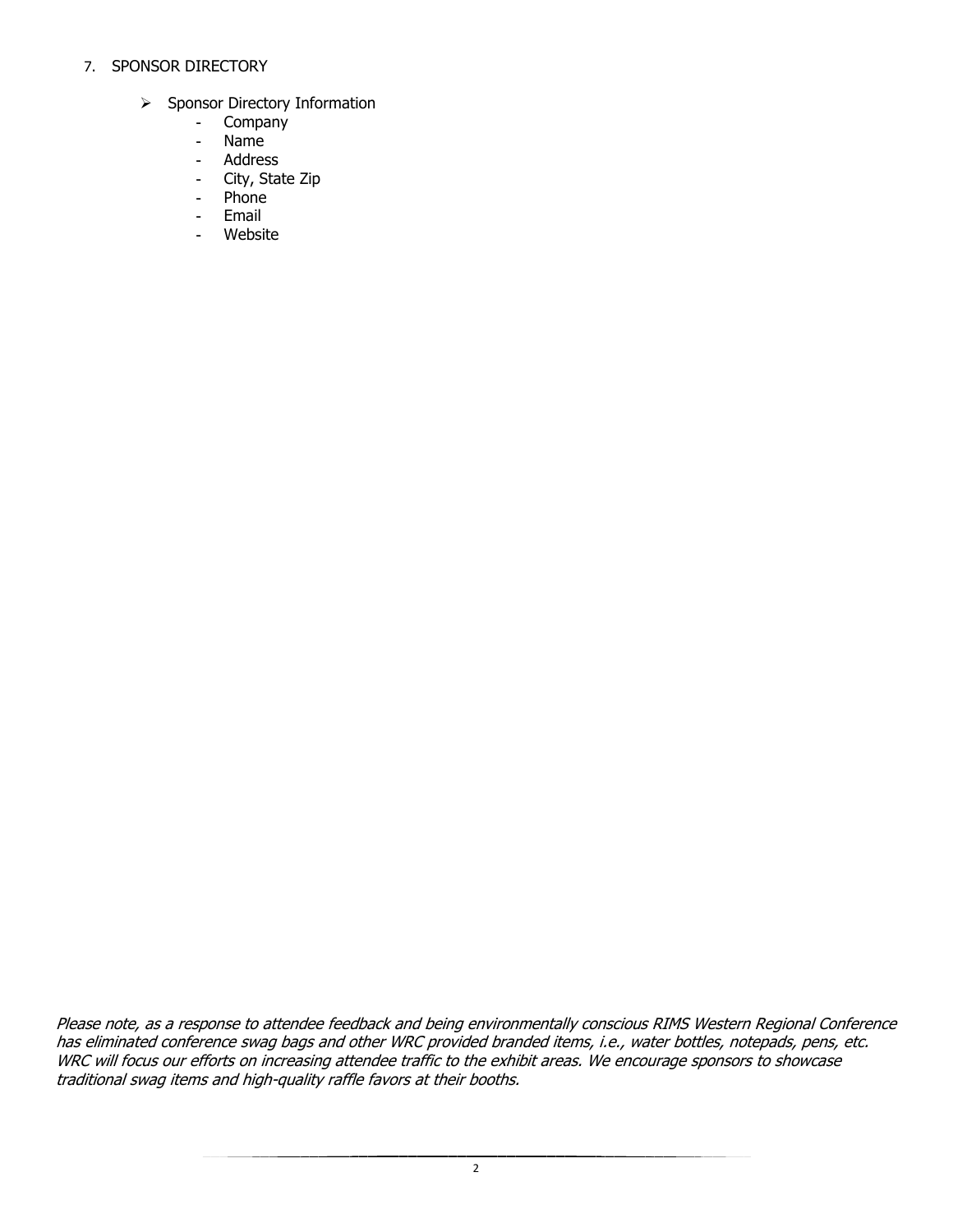7. SPONSOR DIRECTORY

- Sponsor Directory Information
  - Company
  - Name
  - Address
  - City, State Zip
  - Phone
  - Email
  - Website

*Please note, as a response to attendee feedback and being environmentally conscious RIMS Western Regional Conference has eliminated conference swag bags and other WRC provided branded items, i.e., water bottles, notepads, pens, etc. WRC will focus our efforts on increasing attendee traffic to the exhibit areas. We encourage sponsors to showcase traditional swag items and high-quality raffle favors at their booths.*